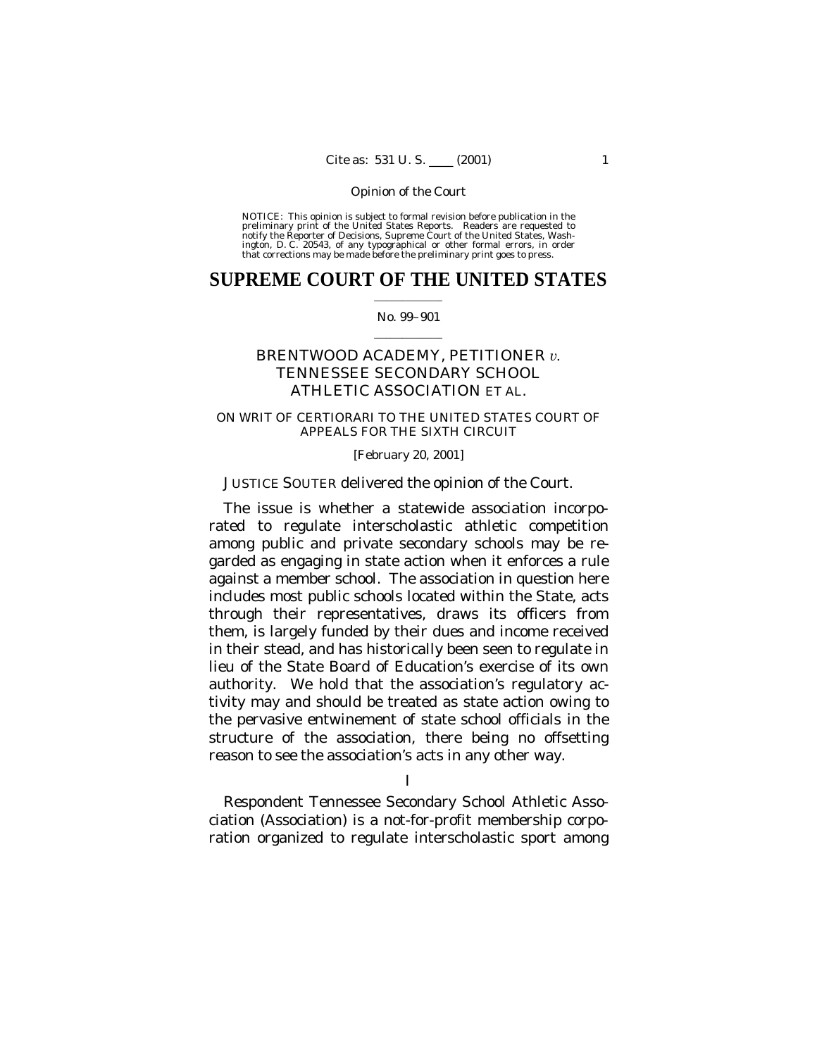NOTICE: This opinion is subject to formal revision before publication in the preliminary print of the United States Reports. Readers are requested to notify the Reporter of Decisions, Supreme Court of the United States, Washington, D. C. 20543, of any typographical or other formal errors, in order that corrections may be made before the preliminary print goes to press.

# SUPREME COURT OF THE UNITED STATES

No. 99–901

## BRENTWOOD ACADEMY, PETITIONER *v.* TENNESSEE SECONDARY SCHOOL ATHLETIC ASSOCIATION ET AL.

ON WRIT OF CERTIORARI TO THE UNITED STATES COURT OF APPEALS FOR THE SIXTH CIRCUIT

[February 20, 2001]

JUSTICE SOUTER delivered the opinion of the Court.

The issue is whether a statewide association incorporated to regulate interscholastic athletic competition among public and private secondary schools may be regarded as engaging in state action when it enforces a rule against a member school. The association in question here includes most public schools located within the State, acts through their representatives, draws its officers from them, is largely funded by their dues and income received in their stead, and has historically been seen to regulate in lieu of the State Board of Education's exercise of its own authority. We hold that the association's regulatory activity may and should be treated as state action owing to the pervasive entwinement of state school officials in the structure of the association, there being no offsetting reason to see the association's acts in any other way.

I

Respondent Tennessee Secondary School Athletic Association (Association) is a not-for-profit membership corporation organized to regulate interscholastic sport among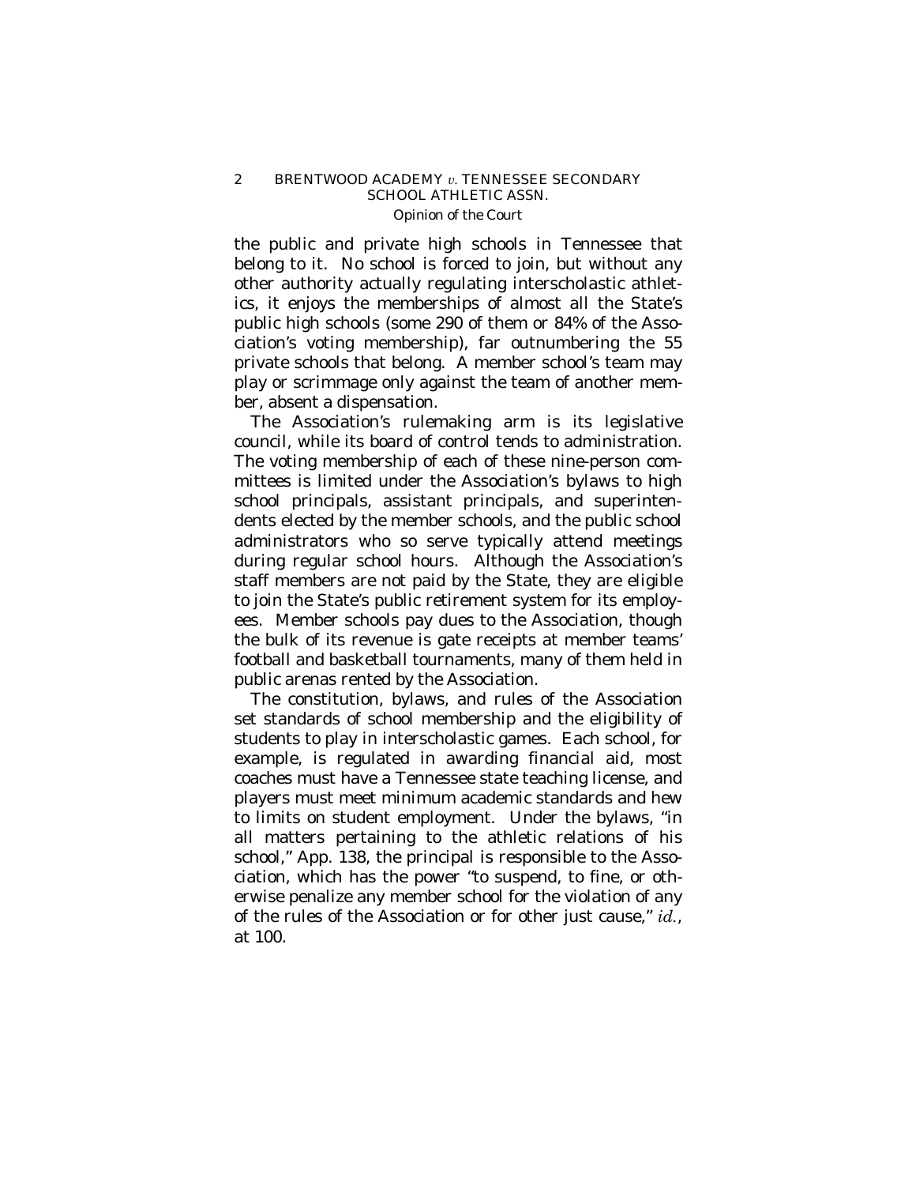the public and private high schools in Tennessee that belong to it. No school is forced to join, but without any other authority actually regulating interscholastic athletics, it enjoys the memberships of almost all the State's public high schools (some 290 of them or 84% of the Association's voting membership), far outnumbering the 55 private schools that belong. A member school's team may play or scrimmage only against the team of another member, absent a dispensation.

The Association's rulemaking arm is its legislative council, while its board of control tends to administration. The voting membership of each of these nine-person committees is limited under the Association's bylaws to high school principals, assistant principals, and superintendents elected by the member schools, and the public school administrators who so serve typically attend meetings during regular school hours. Although the Association's staff members are not paid by the State, they are eligible to join the State's public retirement system for its employees. Member schools pay dues to the Association, though the bulk of its revenue is gate receipts at member teams' football and basketball tournaments, many of them held in public arenas rented by the Association.

The constitution, bylaws, and rules of the Association set standards of school membership and the eligibility of students to play in interscholastic games. Each school, for example, is regulated in awarding financial aid, most coaches must have a Tennessee state teaching license, and players must meet minimum academic standards and hew to limits on student employment. Under the bylaws, "in all matters pertaining to the athletic relations of his school," App. 138, the principal is responsible to the Association, which has the power "to suspend, to fine, or otherwise penalize any member school for the violation of any of the rules of the Association or for other just cause," *id.*, at 100.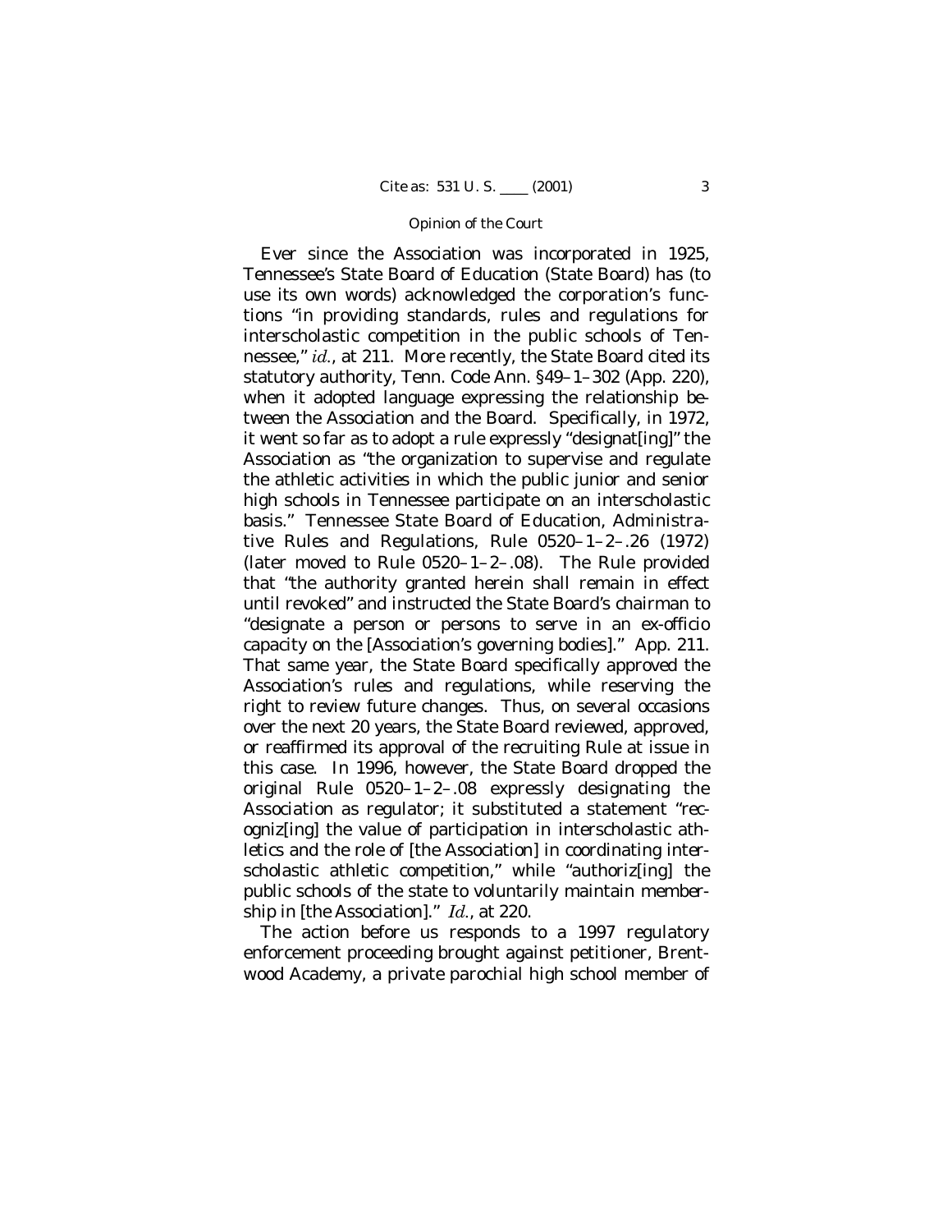Ever since the Association was incorporated in 1925, Tennessee's State Board of Education (State Board) has (to use its own words) acknowledged the corporation's functions "in providing standards, rules and regulations for interscholastic competition in the public schools of Tennessee," *id.*, at 211. More recently, the State Board cited its statutory authority, Tenn. Code Ann. §49–1–302 (App. 220), when it adopted language expressing the relationship between the Association and the Board. Specifically, in 1972, it went so far as to adopt a rule expressly "designat[ing]" the Association as "the organization to supervise and regulate the athletic activities in which the public junior and senior high schools in Tennessee participate on an interscholastic basis." Tennessee State Board of Education, Administrative Rules and Regulations, Rule 0520–1–2–.26 (1972) (later moved to Rule 0520–1–2–.08). The Rule provided that "the authority granted herein shall remain in effect until revoked" and instructed the State Board's chairman to "designate a person or persons to serve in an ex-officio capacity on the [Association's governing bodies]." App. 211. That same year, the State Board specifically approved the Association's rules and regulations, while reserving the right to review future changes. Thus, on several occasions over the next 20 years, the State Board reviewed, approved, or reaffirmed its approval of the recruiting Rule at issue in this case. In 1996, however, the State Board dropped the original Rule 0520–1–2–.08 expressly designating the Association as regulator; it substituted a statement "recogniz[ing] the value of participation in interscholastic athletics and the role of [the Association] in coordinating interscholastic athletic competition," while "authoriz[ing] the public schools of the state to voluntarily maintain membership in [the Association]." *Id.*, at 220.

The action before us responds to a 1997 regulatory enforcement proceeding brought against petitioner, Brentwood Academy, a private parochial high school member of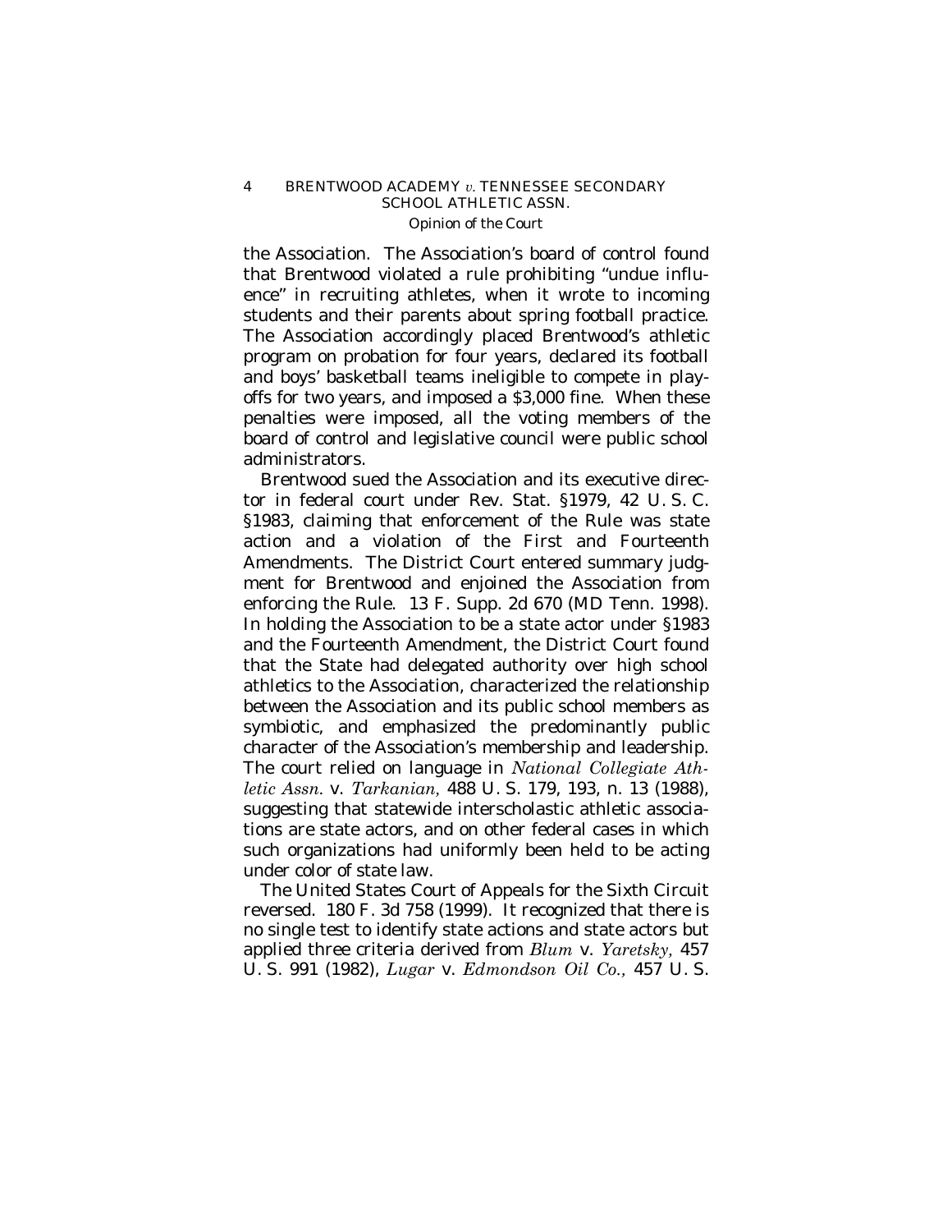the Association. The Association's board of control found that Brentwood violated a rule prohibiting "undue influence" in recruiting athletes, when it wrote to incoming students and their parents about spring football practice. The Association accordingly placed Brentwood's athletic program on probation for four years, declared its football and boys' basketball teams ineligible to compete in playoffs for two years, and imposed a $3,000 fine. When these penalties were imposed, all the voting members of the board of control and legislative council were public school administrators.

Brentwood sued the Association and its executive director in federal court under Rev. Stat. §1979, 42 U. S. C. §1983, claiming that enforcement of the Rule was state action and a violation of the First and Fourteenth Amendments. The District Court entered summary judgment for Brentwood and enjoined the Association from enforcing the Rule. 13 F. Supp. 2d 670 (MD Tenn. 1998). In holding the Association to be a state actor under §1983 and the Fourteenth Amendment, the District Court found that the State had delegated authority over high school athletics to the Association, characterized the relationship between the Association and its public school members as symbiotic, and emphasized the predominantly public character of the Association's membership and leadership. The court relied on language in *National Collegiate Athletic Assn.* v. *Tarkanian,* 488 U. S. 179, 193, n. 13 (1988), suggesting that statewide interscholastic athletic associations are state actors, and on other federal cases in which such organizations had uniformly been held to be acting under color of state law.

The United States Court of Appeals for the Sixth Circuit reversed. 180 F. 3d 758 (1999). It recognized that there is no single test to identify state actions and state actors but applied three criteria derived from *Blum* v. *Yaretsky,* 457 U. S. 991 (1982), *Lugar* v. *Edmondson Oil Co.,* 457 U. S.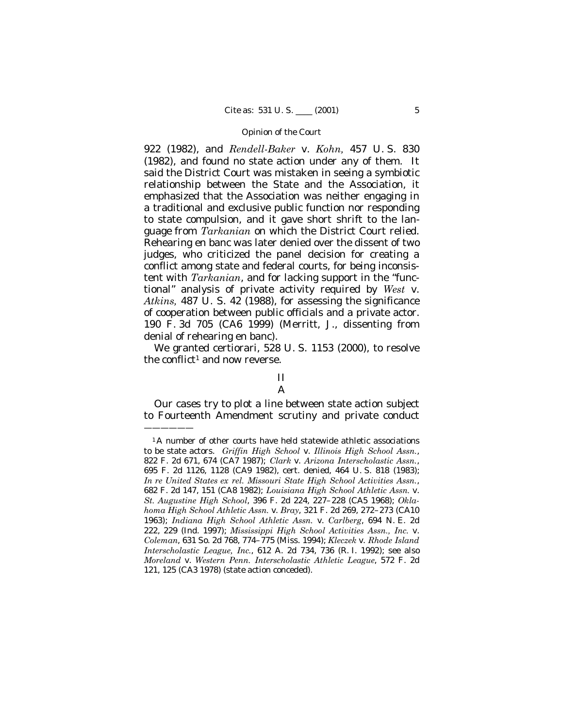922 (1982), and *Rendell-Baker* v. *Kohn,* 457 U. S. 830 (1982), and found no state action under any of them. It said the District Court was mistaken in seeing a symbiotic relationship between the State and the Association, it emphasized that the Association was neither engaging in a traditional and exclusive public function nor responding to state compulsion, and it gave short shrift to the language from *Tarkanian* on which the District Court relied. Rehearing en banc was later denied over the dissent of two judges, who criticized the panel decision for creating a conflict among state and federal courts, for being inconsistent with *Tarkanian*, and for lacking support in the "functional" analysis of private activity required by *West* v. *Atkins,* 487 U. S. 42 (1988), for assessing the significance of cooperation between public officials and a private actor. 190 F. 3d 705 (CA6 1999) (Merritt, J., dissenting from denial of rehearing en banc).

We granted certiorari, 528 U. S. 1153 (2000), to resolve the conflict[1] and now reverse.

## II

### A

Our cases try to plot a line between state action subject to Fourteenth Amendment scrutiny and private conduct

---

[1] A number of other courts have held statewide athletic associations to be state actors. *Griffin High School* v. *Illinois High School Assn.*, 822 F. 2d 671, 674 (CA7 1987); *Clark* v. *Arizona Interscholastic Assn.*, 695 F. 2d 1126, 1128 (CA9 1982), cert. denied, 464 U. S. 818 (1983); *In re United States ex rel. Missouri State High School Activities Assn.*, 682 F. 2d 147, 151 (CA8 1982); *Louisiana High School Athletic Assn.* v. *St. Augustine High School*, 396 F. 2d 224, 227–228 (CA5 1968); *Oklahoma High School Athletic Assn.* v. *Bray*, 321 F. 2d 269, 272–273 (CA10 1963); *Indiana High School Athletic Assn.* v. *Carlberg*, 694 N. E. 2d 222, 229 (Ind. 1997); *Mississippi High School Activities Assn., Inc.* v. *Coleman*, 631 So. 2d 768, 774–775 (Miss. 1994); *Kleczek* v. *Rhode Island Interscholastic League, Inc.*, 612 A. 2d 734, 736 (R. I. 1992); see also *Moreland* v. *Western Penn. Interscholastic Athletic League*, 572 F. 2d 121, 125 (CA3 1978) (state action conceded).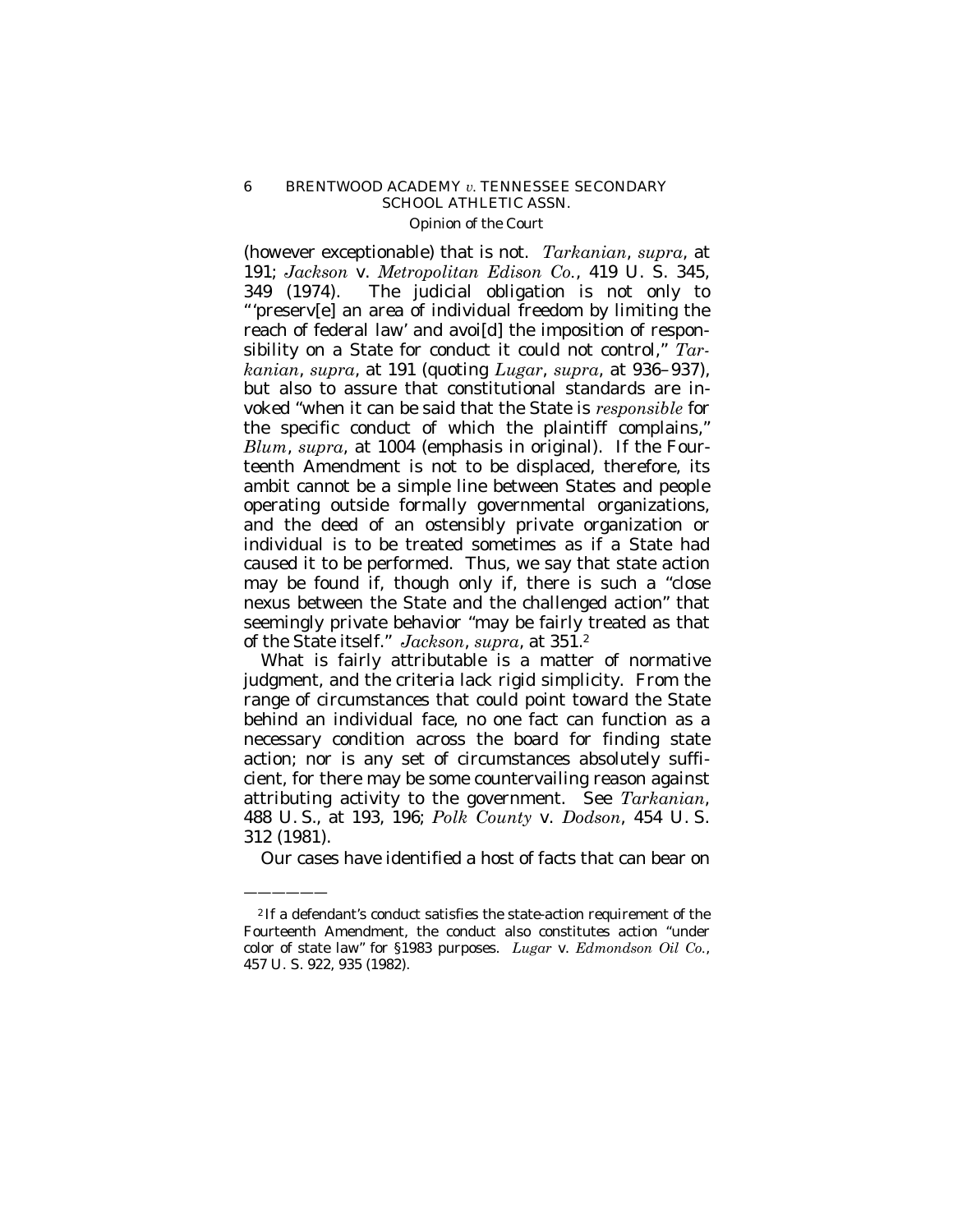(however exceptionable) that is not. *Tarkanian*, *supra*, at 191; *Jackson* v. *Metropolitan Edison Co.*, 419 U. S. 345, 349 (1974). The judicial obligation is not only to "'preserv[e] an area of individual freedom by limiting the reach of federal law' and avoi[d] the imposition of responsibility on a State for conduct it could not control," *Tarkanian*, *supra*, at 191 (quoting *Lugar*, *supra*, at 936–937), but also to assure that constitutional standards are invoked "when it can be said that the State is *responsible* for the specific conduct of which the plaintiff complains," *Blum*, *supra*, at 1004 (emphasis in original). If the Fourteenth Amendment is not to be displaced, therefore, its ambit cannot be a simple line between States and people operating outside formally governmental organizations, and the deed of an ostensibly private organization or individual is to be treated sometimes as if a State had caused it to be performed. Thus, we say that state action may be found if, though only if, there is such a "close nexus between the State and the challenged action" that seemingly private behavior "may be fairly treated as that of the State itself." *Jackson*, *supra*, at 351.[2]

What is fairly attributable is a matter of normative judgment, and the criteria lack rigid simplicity. From the range of circumstances that could point toward the State behind an individual face, no one fact can function as a necessary condition across the board for finding state action; nor is any set of circumstances absolutely sufficient, for there may be some countervailing reason against attributing activity to the government. See *Tarkanian*, 488 U. S., at 193, 196; *Polk County* v. *Dodson*, 454 U. S. 312 (1981).

Our cases have identified a host of facts that can bear on

———————

[2] If a defendant's conduct satisfies the state-action requirement of the Fourteenth Amendment, the conduct also constitutes action "under color of state law" for §1983 purposes. *Lugar* v. *Edmondson Oil Co.*, 457 U. S. 922, 935 (1982).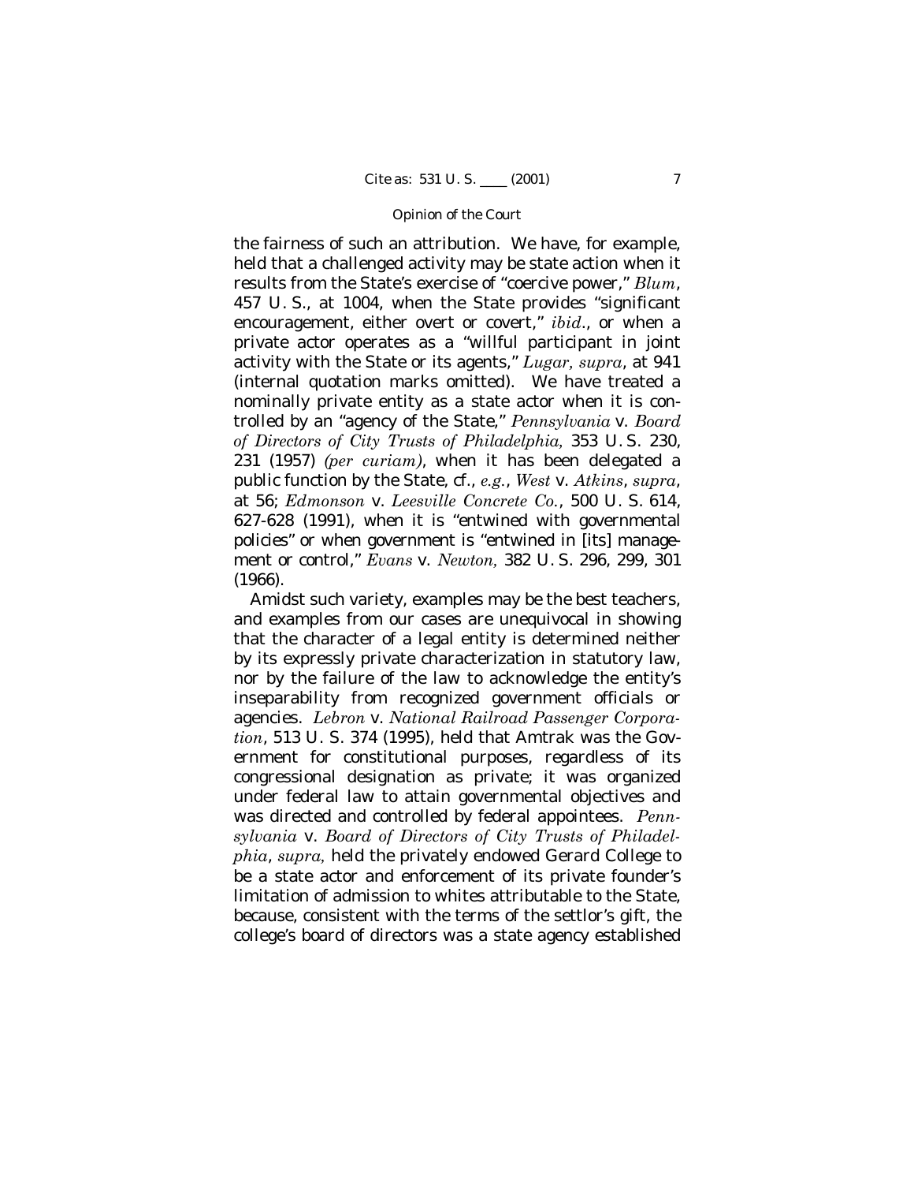the fairness of such an attribution. We have, for example, held that a challenged activity may be state action when it results from the State's exercise of "coercive power," *Blum*, 457 U. S., at 1004, when the State provides "significant encouragement, either overt or covert," *ibid.*, or when a private actor operates as a "willful participant in joint activity with the State or its agents," *Lugar, supra*, at 941 (internal quotation marks omitted). We have treated a nominally private entity as a state actor when it is controlled by an "agency of the State," *Pennsylvania* v. *Board of Directors of City Trusts of Philadelphia,* 353 U. S. 230, 231 (1957) *(per curiam)*, when it has been delegated a public function by the State, cf., *e.g.*, *West* v. *Atkins*, *supra*, at 56; *Edmonson* v. *Leesville Concrete Co.*, 500 U. S. 614, 627-628 (1991), when it is "entwined with governmental policies" or when government is "entwined in [its] management or control," *Evans* v. *Newton,* 382 U. S. 296, 299, 301 (1966).

Amidst such variety, examples may be the best teachers, and examples from our cases are unequivocal in showing that the character of a legal entity is determined neither by its expressly private characterization in statutory law, nor by the failure of the law to acknowledge the entity's inseparability from recognized government officials or agencies. *Lebron* v. *National Railroad Passenger Corporation*, 513 U. S. 374 (1995), held that Amtrak was the Government for constitutional purposes, regardless of its congressional designation as private; it was organized under federal law to attain governmental objectives and was directed and controlled by federal appointees. *Pennsylvania* v. *Board of Directors of City Trusts of Philadelphia*, *supra,* held the privately endowed Gerard College to be a state actor and enforcement of its private founder's limitation of admission to whites attributable to the State, because, consistent with the terms of the settlor's gift, the college's board of directors was a state agency established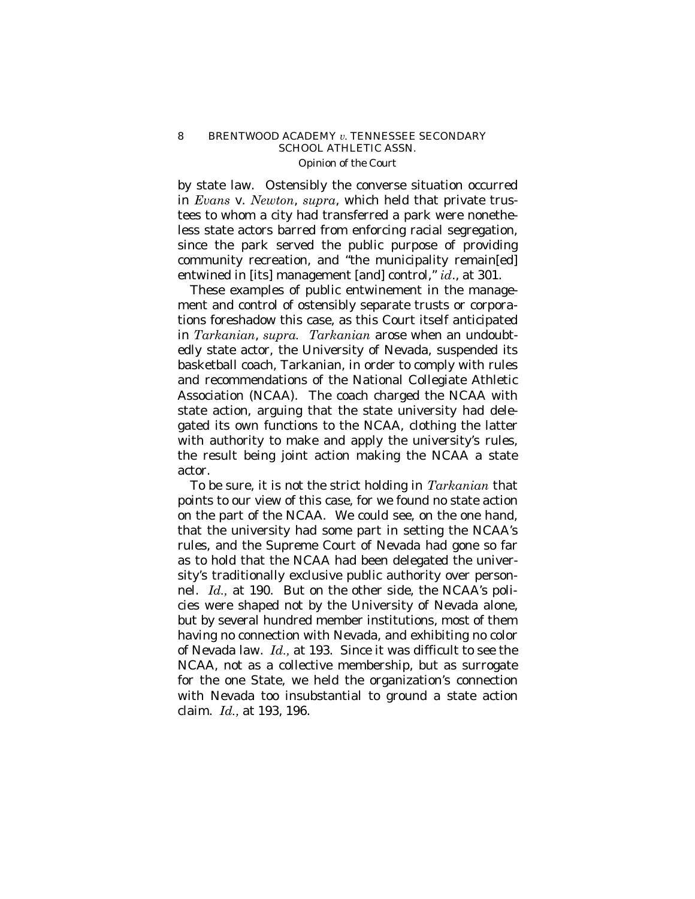by state law. Ostensibly the converse situation occurred in *Evans* v. *Newton*, *supra*, which held that private trustees to whom a city had transferred a park were nonetheless state actors barred from enforcing racial segregation, since the park served the public purpose of providing community recreation, and "the municipality remain[ed] entwined in [its] management [and] control," *id*., at 301.

These examples of public entwinement in the management and control of ostensibly separate trusts or corporations foreshadow this case, as this Court itself anticipated in *Tarkanian*, *supra*. *Tarkanian* arose when an undoubtedly state actor, the University of Nevada, suspended its basketball coach, Tarkanian, in order to comply with rules and recommendations of the National Collegiate Athletic Association (NCAA). The coach charged the NCAA with state action, arguing that the state university had delegated its own functions to the NCAA, clothing the latter with authority to make and apply the university's rules, the result being joint action making the NCAA a state actor.

To be sure, it is not the strict holding in *Tarkanian* that points to our view of this case, for we found no state action on the part of the NCAA. We could see, on the one hand, that the university had some part in setting the NCAA's rules, and the Supreme Court of Nevada had gone so far as to hold that the NCAA had been delegated the university's traditionally exclusive public authority over personnel. *Id.,* at 190. But on the other side, the NCAA's policies were shaped not by the University of Nevada alone, but by several hundred member institutions, most of them having no connection with Nevada, and exhibiting no color of Nevada law. *Id.,* at 193. Since it was difficult to see the NCAA, not as a collective membership, but as surrogate for the one State, we held the organization's connection with Nevada too insubstantial to ground a state action claim. *Id.,* at 193, 196.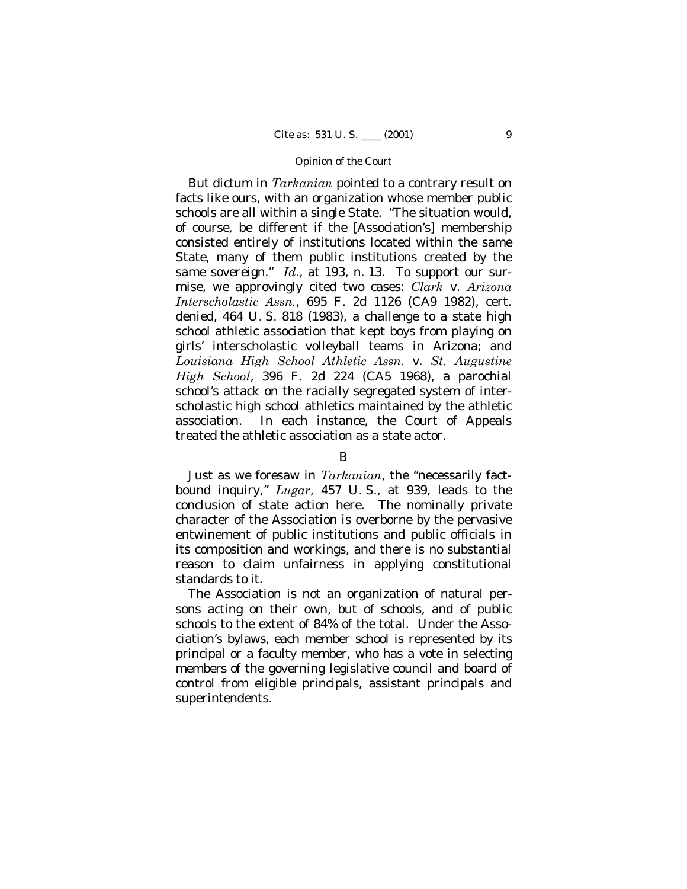But dictum in *Tarkanian* pointed to a contrary result on facts like ours, with an organization whose member public schools are all within a single State. "The situation would, of course, be different if the [Association's] membership consisted entirely of institutions located within the same State, many of them public institutions created by the same sovereign." *Id.*, at 193, n. 13. To support our surmise, we approvingly cited two cases: *Clark* v. *Arizona Interscholastic Assn.*, 695 F. 2d 1126 (CA9 1982), cert. denied, 464 U. S. 818 (1983), a challenge to a state high school athletic association that kept boys from playing on girls' interscholastic volleyball teams in Arizona; and *Louisiana High School Athletic Assn.* v. *St. Augustine High School*, 396 F. 2d 224 (CA5 1968), a parochial school's attack on the racially segregated system of interscholastic high school athletics maintained by the athletic association. In each instance, the Court of Appeals treated the athletic association as a state actor.

### B

Just as we foresaw in *Tarkanian*, the "necessarily fact-bound inquiry," *Lugar*, 457 U. S., at 939, leads to the conclusion of state action here. The nominally private character of the Association is overborne by the pervasive entwinement of public institutions and public officials in its composition and workings, and there is no substantial reason to claim unfairness in applying constitutional standards to it.

The Association is not an organization of natural persons acting on their own, but of schools, and of public schools to the extent of 84% of the total. Under the Association's bylaws, each member school is represented by its principal or a faculty member, who has a vote in selecting members of the governing legislative council and board of control from eligible principals, assistant principals and superintendents.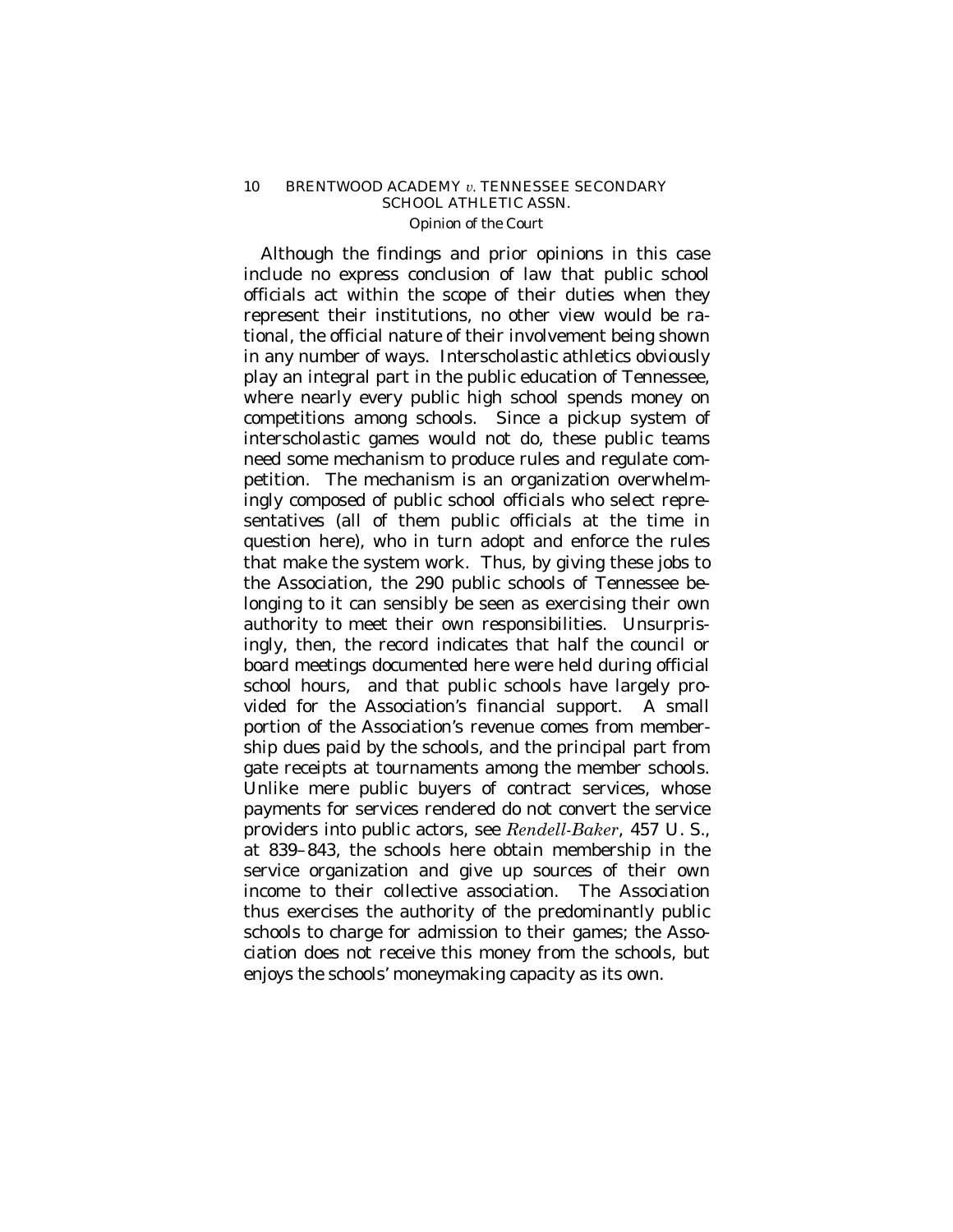Although the findings and prior opinions in this case include no express conclusion of law that public school officials act within the scope of their duties when they represent their institutions, no other view would be rational, the official nature of their involvement being shown in any number of ways. Interscholastic athletics obviously play an integral part in the public education of Tennessee, where nearly every public high school spends money on competitions among schools. Since a pickup system of interscholastic games would not do, these public teams need some mechanism to produce rules and regulate competition. The mechanism is an organization overwhelmingly composed of public school officials who select representatives (all of them public officials at the time in question here), who in turn adopt and enforce the rules that make the system work. Thus, by giving these jobs to the Association, the 290 public schools of Tennessee belonging to it can sensibly be seen as exercising their own authority to meet their own responsibilities. Unsurprisingly, then, the record indicates that half the council or board meetings documented here were held during official school hours, and that public schools have largely provided for the Association's financial support. A small portion of the Association's revenue comes from membership dues paid by the schools, and the principal part from gate receipts at tournaments among the member schools. Unlike mere public buyers of contract services, whose payments for services rendered do not convert the service providers into public actors, see *Rendell-Baker*, 457 U. S., at 839–843, the schools here obtain membership in the service organization and give up sources of their own income to their collective association. The Association thus exercises the authority of the predominantly public schools to charge for admission to their games; the Association does not receive this money from the schools, but enjoys the schools' moneymaking capacity as its own.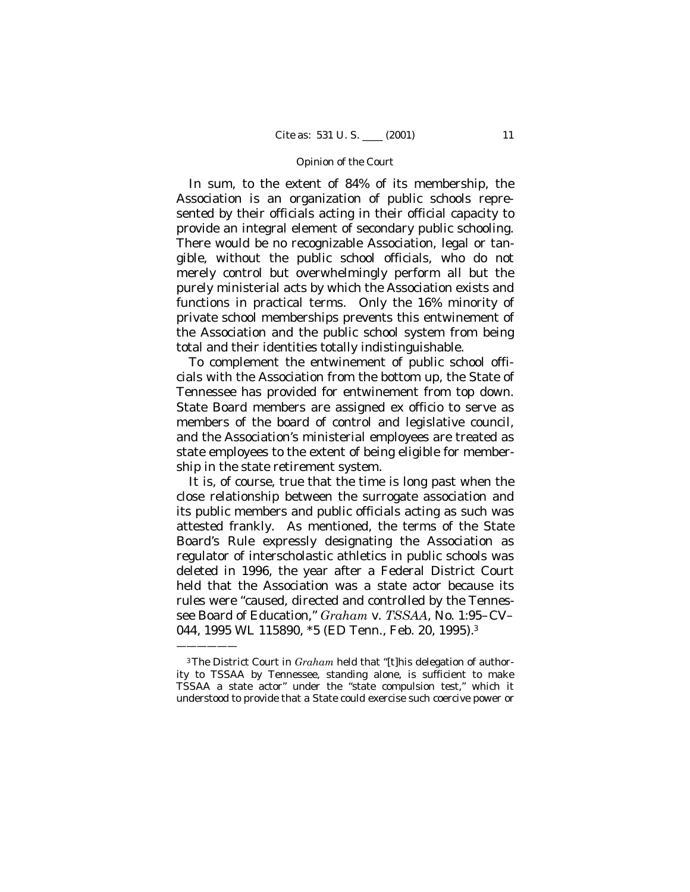In sum, to the extent of 84% of its membership, the Association is an organization of public schools represented by their officials acting in their official capacity to provide an integral element of secondary public schooling. There would be no recognizable Association, legal or tangible, without the public school officials, who do not merely control but overwhelmingly perform all but the purely ministerial acts by which the Association exists and functions in practical terms. Only the 16% minority of private school memberships prevents this entwinement of the Association and the public school system from being total and their identities totally indistinguishable.

To complement the entwinement of public school officials with the Association from the bottom up, the State of Tennessee has provided for entwinement from top down. State Board members are assigned ex officio to serve as members of the board of control and legislative council, and the Association's ministerial employees are treated as state employees to the extent of being eligible for membership in the state retirement system.

It is, of course, true that the time is long past when the close relationship between the surrogate association and its public members and public officials acting as such was attested frankly. As mentioned, the terms of the State Board's Rule expressly designating the Association as regulator of interscholastic athletics in public schools was deleted in 1996, the year after a Federal District Court held that the Association was a state actor because its rules were "caused, directed and controlled by the Tennessee Board of Education," *Graham* v. *TSSAA*, No. 1:95–CV–044, 1995 WL 115890, *5 (ED Tenn., Feb. 20, 1995).[3]

---

[3] The District Court in *Graham* held that "[t]his delegation of authority to TSSAA by Tennessee, standing alone, is sufficient to make TSSAA a state actor" under the "state compulsion test," which it understood to provide that a State could exercise such coercive power or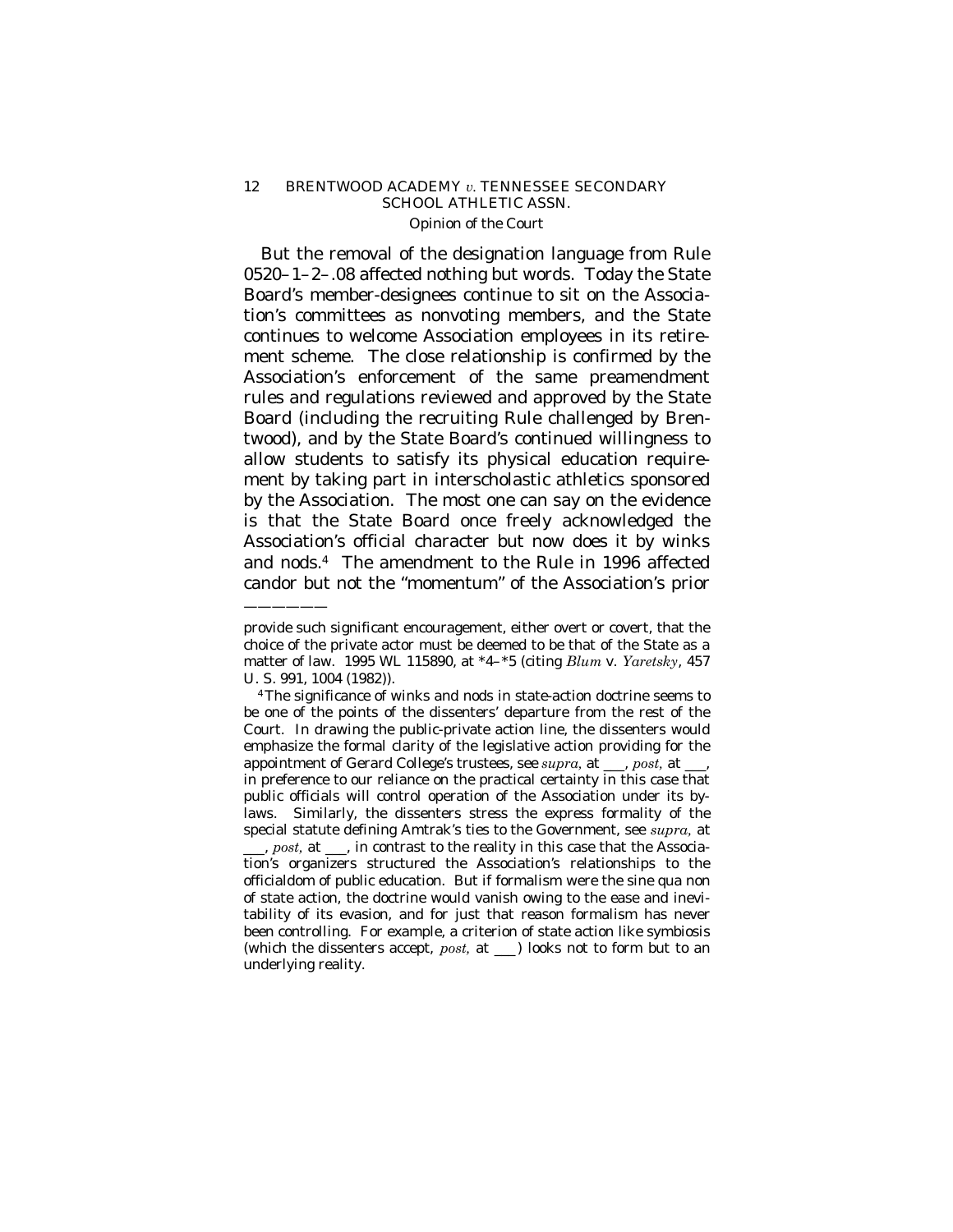But the removal of the designation language from Rule 0520–1–2–.08 affected nothing but words. Today the State Board's member-designees continue to sit on the Association's committees as nonvoting members, and the State continues to welcome Association employees in its retirement scheme. The close relationship is confirmed by the Association's enforcement of the same preamendment rules and regulations reviewed and approved by the State Board (including the recruiting Rule challenged by Brentwood), and by the State Board's continued willingness to allow students to satisfy its physical education requirement by taking part in interscholastic athletics sponsored by the Association. The most one can say on the evidence is that the State Board once freely acknowledged the Association's official character but now does it by winks and nods.[4] The amendment to the Rule in 1996 affected candor but not the "momentum" of the Association's prior

———————

provide such significant encouragement, either overt or covert, that the choice of the private actor must be deemed to be that of the State as a matter of law. 1995 WL 115890, at *4–*5 (citing *Blum* v. *Yaretsky*, 457 U. S. 991, 1004 (1982)).

[4] The significance of winks and nods in state-action doctrine seems to be one of the points of the dissenters' departure from the rest of the Court. In drawing the public-private action line, the dissenters would emphasize the formal clarity of the legislative action providing for the appointment of Gerard College's trustees, see *supra*, at ___, *post*, at ___, in preference to our reliance on the practical certainty in this case that public officials will control operation of the Association under its bylaws. Similarly, the dissenters stress the express formality of the special statute defining Amtrak's ties to the Government, see *supra*, at ___, *post*, at ___, in contrast to the reality in this case that the Association's organizers structured the Association's relationships to the officialdom of public education. But if formalism were the sine qua non of state action, the doctrine would vanish owing to the ease and inevitability of its evasion, and for just that reason formalism has never been controlling. For example, a criterion of state action like symbiosis (which the dissenters accept, *post*, at ___) looks not to form but to an underlying reality.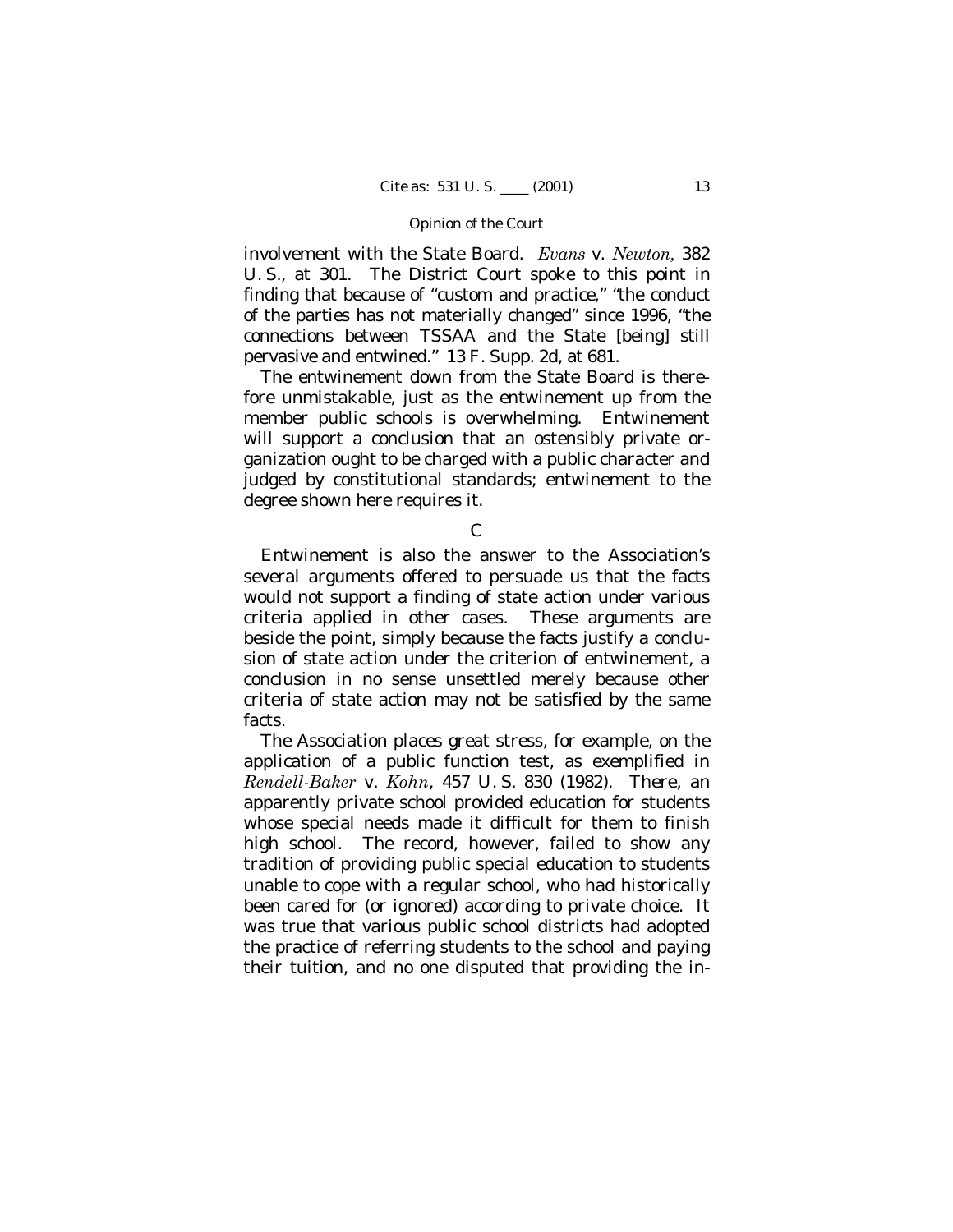involvement with the State Board. *Evans* v. *Newton,* 382 U. S., at 301. The District Court spoke to this point in finding that because of "custom and practice," "the conduct of the parties has not materially changed" since 1996, "the connections between TSSAA and the State [being] still pervasive and entwined." 13 F. Supp. 2d, at 681.

The entwinement down from the State Board is therefore unmistakable, just as the entwinement up from the member public schools is overwhelming. Entwinement will support a conclusion that an ostensibly private organization ought to be charged with a public character and judged by constitutional standards; entwinement to the degree shown here requires it.

C

Entwinement is also the answer to the Association's several arguments offered to persuade us that the facts would not support a finding of state action under various criteria applied in other cases. These arguments are beside the point, simply because the facts justify a conclusion of state action under the criterion of entwinement, a conclusion in no sense unsettled merely because other criteria of state action may not be satisfied by the same facts.

The Association places great stress, for example, on the application of a public function test, as exemplified in *Rendell-Baker* v. *Kohn*, 457 U. S. 830 (1982). There, an apparently private school provided education for students whose special needs made it difficult for them to finish high school. The record, however, failed to show any tradition of providing public special education to students unable to cope with a regular school, who had historically been cared for (or ignored) according to private choice. It was true that various public school districts had adopted the practice of referring students to the school and paying their tuition, and no one disputed that providing the in-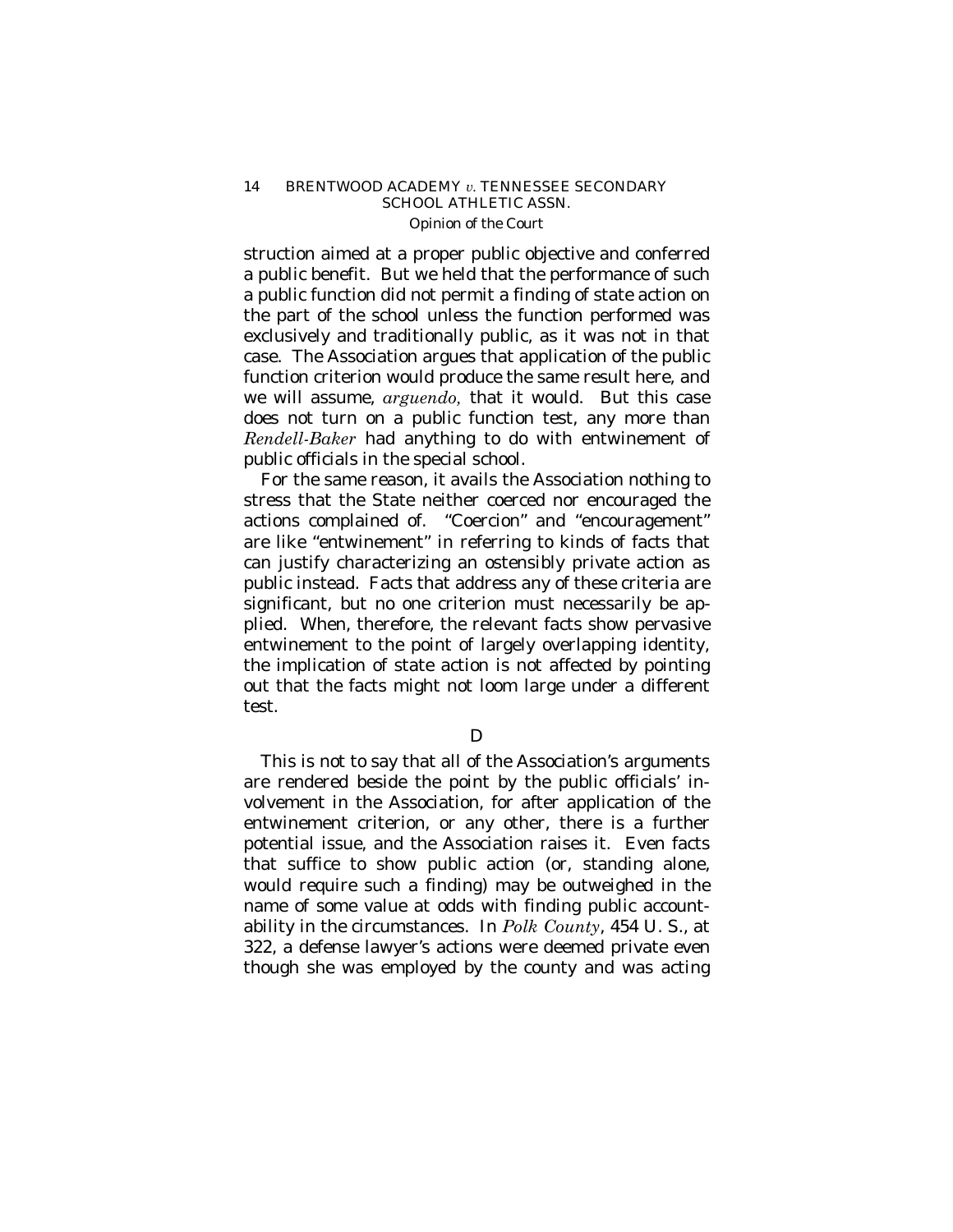struction aimed at a proper public objective and conferred a public benefit. But we held that the performance of such a public function did not permit a finding of state action on the part of the school unless the function performed was exclusively and traditionally public, as it was not in that case. The Association argues that application of the public function criterion would produce the same result here, and we will assume, *arguendo*, that it would. But this case does not turn on a public function test, any more than *Rendell-Baker* had anything to do with entwinement of public officials in the special school.

For the same reason, it avails the Association nothing to stress that the State neither coerced nor encouraged the actions complained of. "Coercion" and "encouragement" are like "entwinement" in referring to kinds of facts that can justify characterizing an ostensibly private action as public instead. Facts that address any of these criteria are significant, but no one criterion must necessarily be applied. When, therefore, the relevant facts show pervasive entwinement to the point of largely overlapping identity, the implication of state action is not affected by pointing out that the facts might not loom large under a different test.

D

This is not to say that all of the Association's arguments are rendered beside the point by the public officials' involvement in the Association, for after application of the entwinement criterion, or any other, there is a further potential issue, and the Association raises it. Even facts that suffice to show public action (or, standing alone, would require such a finding) may be outweighed in the name of some value at odds with finding public accountability in the circumstances. In *Polk County*, 454 U. S., at 322, a defense lawyer's actions were deemed private even though she was employed by the county and was acting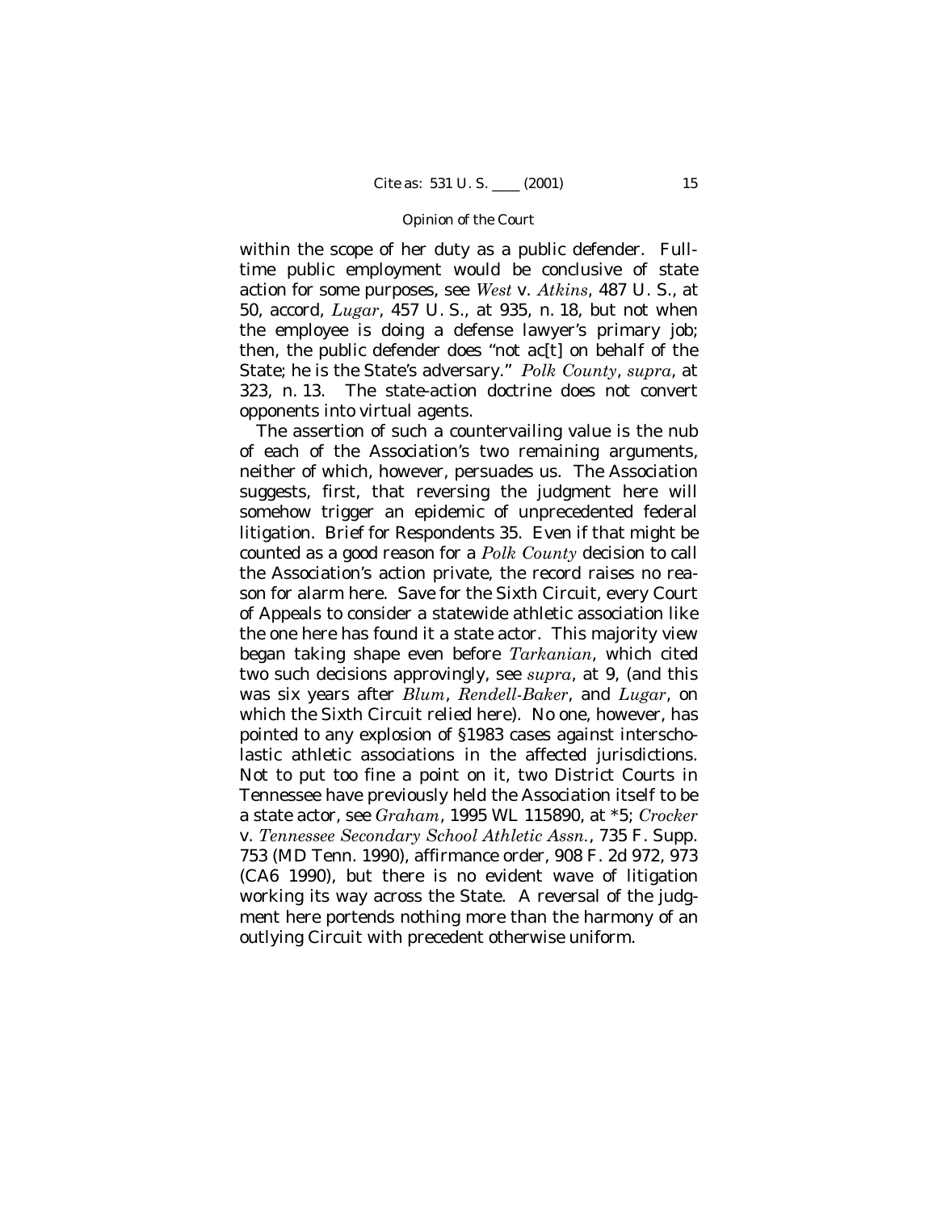within the scope of her duty as a public defender. Full-time public employment would be conclusive of state action for some purposes, see *West* v. *Atkins*, 487 U. S., at 50, accord, *Lugar*, 457 U. S., at 935, n. 18, but not when the employee is doing a defense lawyer's primary job; then, the public defender does "not ac[t] on behalf of the State; he is the State's adversary." *Polk County*, *supra*, at 323, n. 13. The state-action doctrine does not convert opponents into virtual agents.

The assertion of such a countervailing value is the nub of each of the Association's two remaining arguments, neither of which, however, persuades us. The Association suggests, first, that reversing the judgment here will somehow trigger an epidemic of unprecedented federal litigation. Brief for Respondents 35. Even if that might be counted as a good reason for a *Polk County* decision to call the Association's action private, the record raises no reason for alarm here. Save for the Sixth Circuit, every Court of Appeals to consider a statewide athletic association like the one here has found it a state actor. This majority view began taking shape even before *Tarkanian*, which cited two such decisions approvingly, see *supra*, at 9, (and this was six years after *Blum*, *Rendell-Baker*, and *Lugar*, on which the Sixth Circuit relied here). No one, however, has pointed to any explosion of §1983 cases against interscholastic athletic associations in the affected jurisdictions. Not to put too fine a point on it, two District Courts in Tennessee have previously held the Association itself to be a state actor, see *Graham*, 1995 WL 115890, at *5; *Crocker* v. *Tennessee Secondary School Athletic Assn.*, 735 F. Supp. 753 (MD Tenn. 1990), affirmance order, 908 F. 2d 972, 973 (CA6 1990), but there is no evident wave of litigation working its way across the State. A reversal of the judgment here portends nothing more than the harmony of an outlying Circuit with precedent otherwise uniform.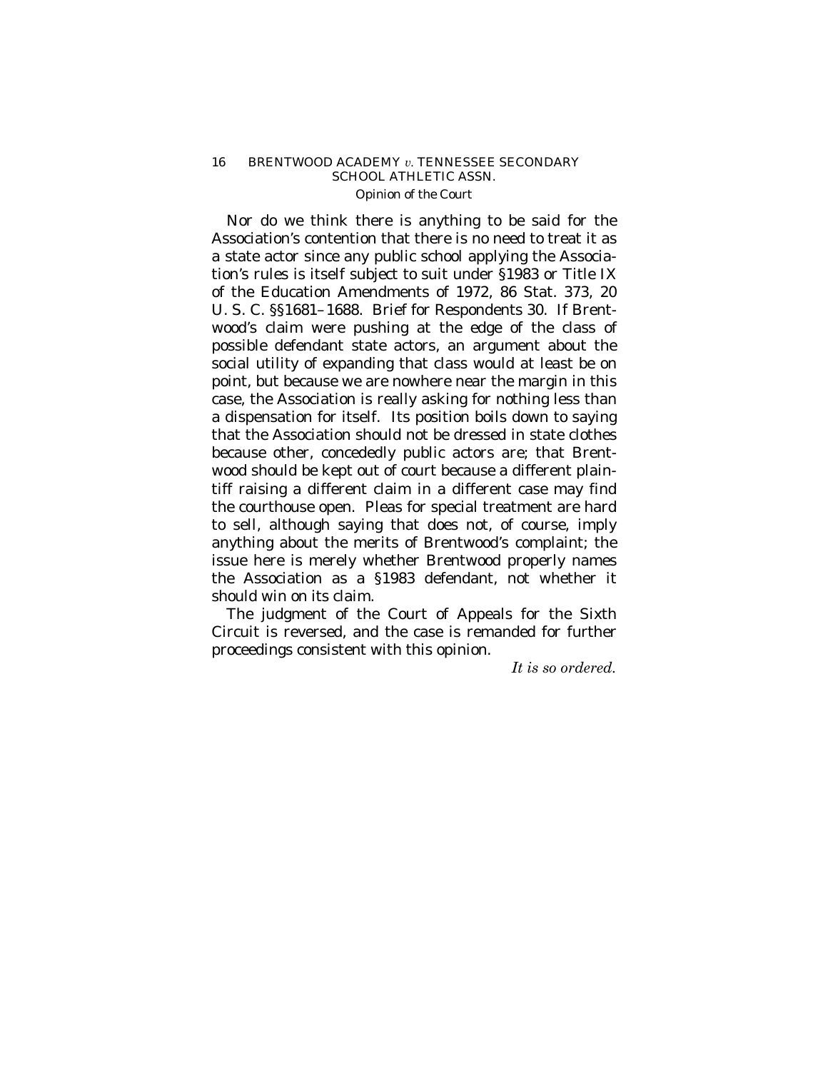Nor do we think there is anything to be said for the Association's contention that there is no need to treat it as a state actor since any public school applying the Association's rules is itself subject to suit under §1983 or Title IX of the Education Amendments of 1972, 86 Stat. 373, 20 U. S. C. §§1681–1688. Brief for Respondents 30. If Brentwood's claim were pushing at the edge of the class of possible defendant state actors, an argument about the social utility of expanding that class would at least be on point, but because we are nowhere near the margin in this case, the Association is really asking for nothing less than a dispensation for itself. Its position boils down to saying that the Association should not be dressed in state clothes because other, concededly public actors are; that Brentwood should be kept out of court because a different plaintiff raising a different claim in a different case may find the courthouse open. Pleas for special treatment are hard to sell, although saying that does not, of course, imply anything about the merits of Brentwood's complaint; the issue here is merely whether Brentwood properly names the Association as a §1983 defendant, not whether it should win on its claim.

The judgment of the Court of Appeals for the Sixth Circuit is reversed, and the case is remanded for further proceedings consistent with this opinion.

*It is so ordered.*